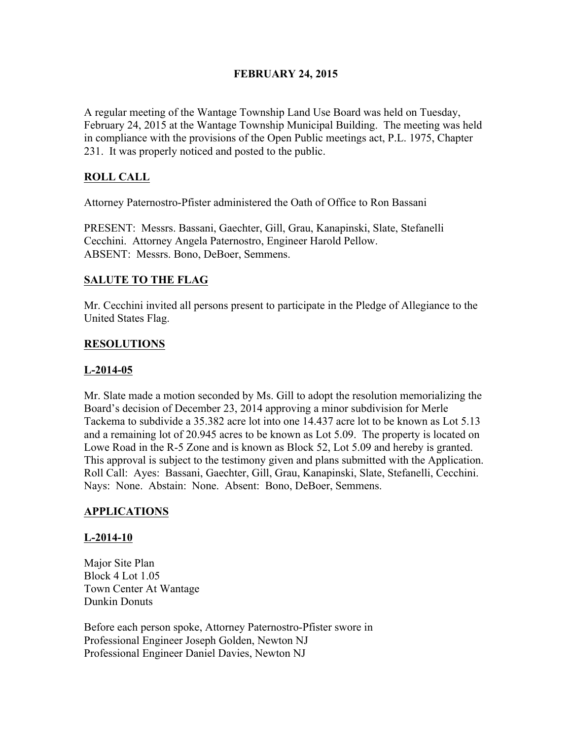**FEBRUARY 24, 2015**

A regular meeting of the Wantage Township Land Use Board was held on Tuesday, February 24, 2015 at the Wantage Township Municipal Building. The meeting was held in compliance with the provisions of the Open Public meetings act, P.L. 1975, Chapter 231. It was properly noticed and posted to the public.

## ROLL CALL

Attorney Paternostro-Pfister administered the Oath of Office to Ron Bassani

PRESENT: Messrs. Bassani, Gaechter, Gill, Grau, Kanapinski, Slate, Stefanelli Cecchini. Attorney Angela Paternostro, Engineer Harold Pellow.
ABSENT: Messrs. Bono, DeBoer, Semmens.

## SALUTE TO THE FLAG

Mr. Cecchini invited all persons present to participate in the Pledge of Allegiance to the United States Flag.

## RESOLUTIONS

### L-2014-05

Mr. Slate made a motion seconded by Ms. Gill to adopt the resolution memorializing the Board's decision of December 23, 2014 approving a minor subdivision for Merle Tackema to subdivide a 35.382 acre lot into one 14.437 acre lot to be known as Lot 5.13 and a remaining lot of 20.945 acres to be known as Lot 5.09. The property is located on Lowe Road in the R-5 Zone and is known as Block 52, Lot 5.09 and hereby is granted. This approval is subject to the testimony given and plans submitted with the Application. Roll Call: Ayes: Bassani, Gaechter, Gill, Grau, Kanapinski, Slate, Stefanelli, Cecchini. Nays: None. Abstain: None. Absent: Bono, DeBoer, Semmens.

## APPLICATIONS

### L-2014-10

Major Site Plan
Block 4 Lot 1.05
Town Center At Wantage
Dunkin Donuts

Before each person spoke, Attorney Paternostro-Pfister swore in
Professional Engineer Joseph Golden, Newton NJ
Professional Engineer Daniel Davies, Newton NJ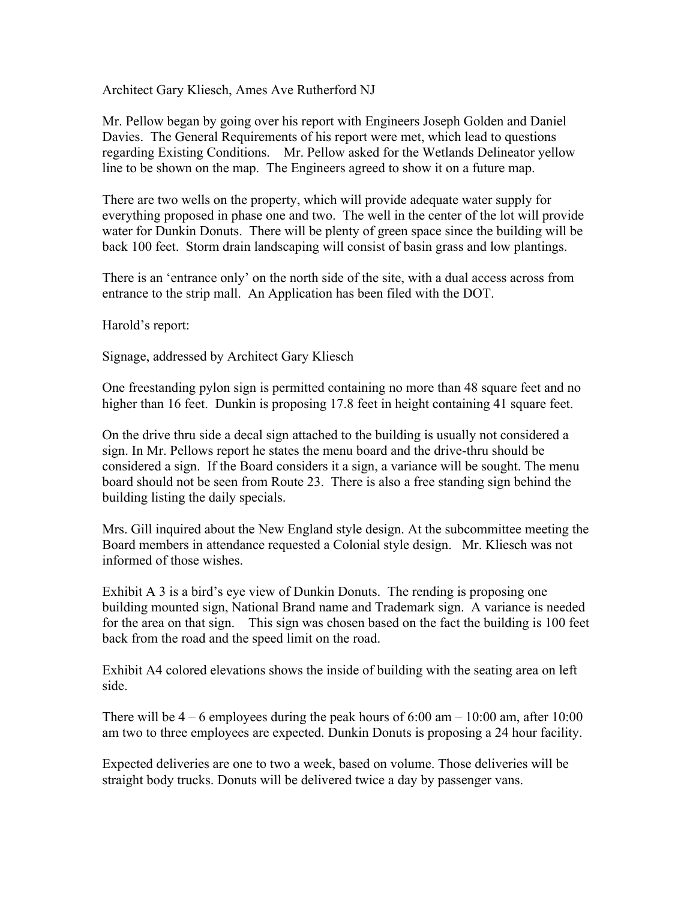Architect Gary Kliesch, Ames Ave Rutherford NJ

Mr. Pellow began by going over his report with Engineers Joseph Golden and Daniel Davies. The General Requirements of his report were met, which lead to questions regarding Existing Conditions. Mr. Pellow asked for the Wetlands Delineator yellow line to be shown on the map. The Engineers agreed to show it on a future map.

There are two wells on the property, which will provide adequate water supply for everything proposed in phase one and two. The well in the center of the lot will provide water for Dunkin Donuts. There will be plenty of green space since the building will be back 100 feet. Storm drain landscaping will consist of basin grass and low plantings.

There is an 'entrance only' on the north side of the site, with a dual access across from entrance to the strip mall. An Application has been filed with the DOT.

Harold's report:

Signage, addressed by Architect Gary Kliesch

One freestanding pylon sign is permitted containing no more than 48 square feet and no higher than 16 feet. Dunkin is proposing 17.8 feet in height containing 41 square feet.

On the drive thru side a decal sign attached to the building is usually not considered a sign. In Mr. Pellows report he states the menu board and the drive-thru should be considered a sign. If the Board considers it a sign, a variance will be sought. The menu board should not be seen from Route 23. There is also a free standing sign behind the building listing the daily specials.

Mrs. Gill inquired about the New England style design. At the subcommittee meeting the Board members in attendance requested a Colonial style design. Mr. Kliesch was not informed of those wishes.

Exhibit A 3 is a bird's eye view of Dunkin Donuts. The rending is proposing one building mounted sign, National Brand name and Trademark sign. A variance is needed for the area on that sign. This sign was chosen based on the fact the building is 100 feet back from the road and the speed limit on the road.

Exhibit A4 colored elevations shows the inside of building with the seating area on left side.

There will be 4 – 6 employees during the peak hours of 6:00 am – 10:00 am, after 10:00 am two to three employees are expected. Dunkin Donuts is proposing a 24 hour facility.

Expected deliveries are one to two a week, based on volume. Those deliveries will be straight body trucks. Donuts will be delivered twice a day by passenger vans.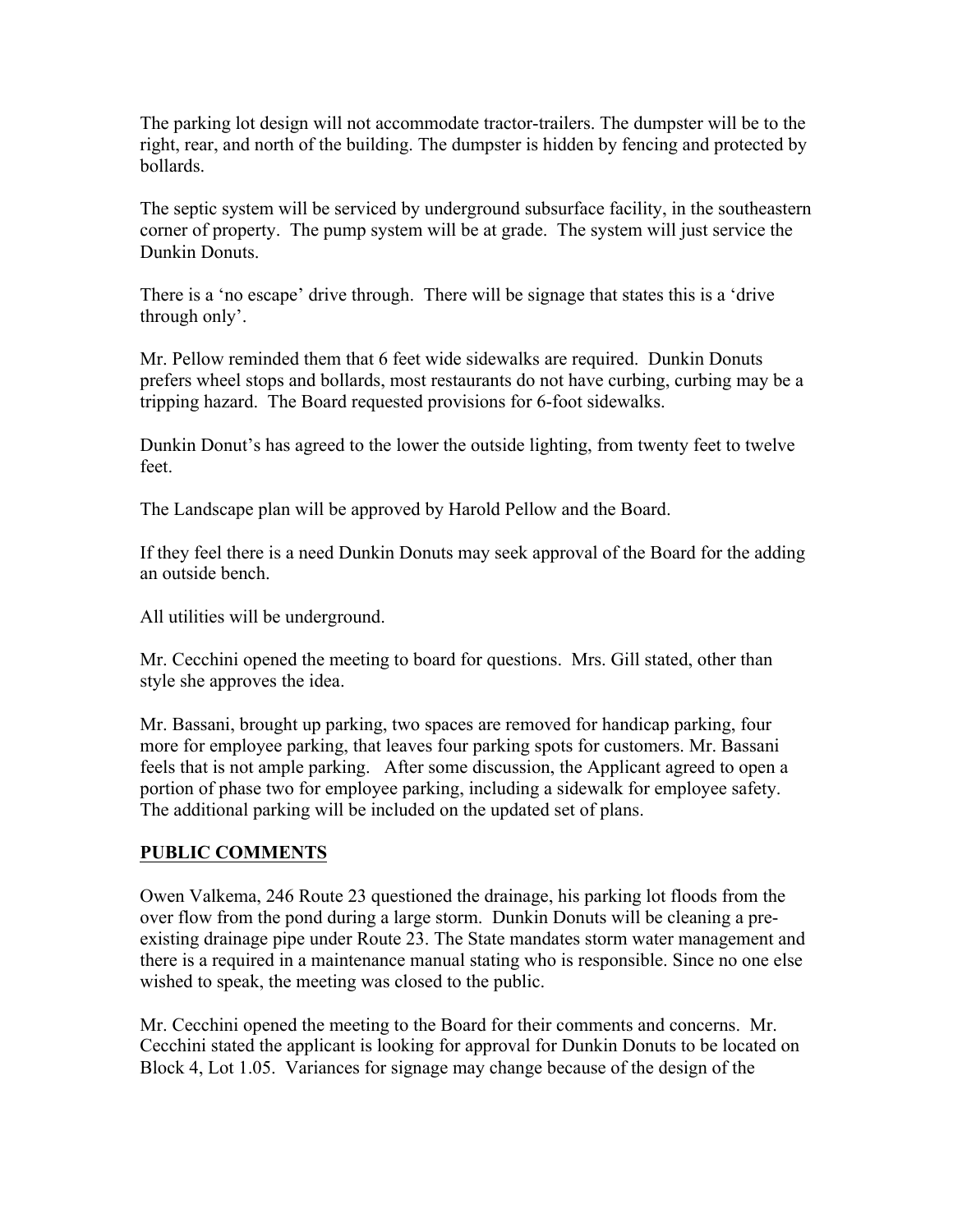The parking lot design will not accommodate tractor-trailers. The dumpster will be to the right, rear, and north of the building. The dumpster is hidden by fencing and protected by bollards.

The septic system will be serviced by underground subsurface facility, in the southeastern corner of property. The pump system will be at grade. The system will just service the Dunkin Donuts.

There is a 'no escape' drive through. There will be signage that states this is a 'drive through only'.

Mr. Pellow reminded them that 6 feet wide sidewalks are required. Dunkin Donuts prefers wheel stops and bollards, most restaurants do not have curbing, curbing may be a tripping hazard. The Board requested provisions for 6-foot sidewalks.

Dunkin Donut's has agreed to the lower the outside lighting, from twenty feet to twelve feet.

The Landscape plan will be approved by Harold Pellow and the Board.

If they feel there is a need Dunkin Donuts may seek approval of the Board for the adding an outside bench.

All utilities will be underground.

Mr. Cecchini opened the meeting to board for questions. Mrs. Gill stated, other than style she approves the idea.

Mr. Bassani, brought up parking, two spaces are removed for handicap parking, four more for employee parking, that leaves four parking spots for customers. Mr. Bassani feels that is not ample parking. After some discussion, the Applicant agreed to open a portion of phase two for employee parking, including a sidewalk for employee safety. The additional parking will be included on the updated set of plans.

## PUBLIC COMMENTS

Owen Valkema, 246 Route 23 questioned the drainage, his parking lot floods from the over flow from the pond during a large storm. Dunkin Donuts will be cleaning a pre-existing drainage pipe under Route 23. The State mandates storm water management and there is a required in a maintenance manual stating who is responsible. Since no one else wished to speak, the meeting was closed to the public.

Mr. Cecchini opened the meeting to the Board for their comments and concerns. Mr. Cecchini stated the applicant is looking for approval for Dunkin Donuts to be located on Block 4, Lot 1.05. Variances for signage may change because of the design of the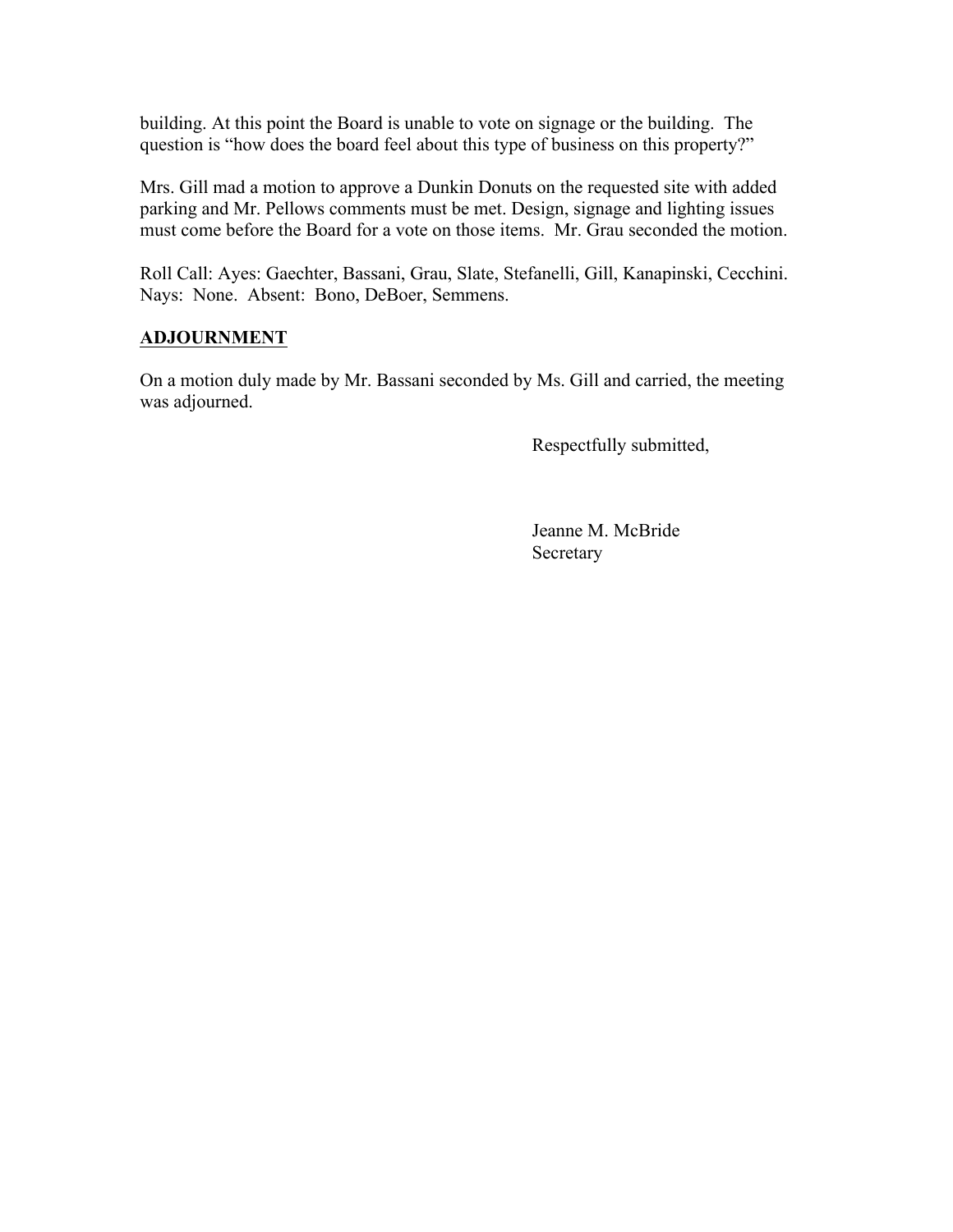building. At this point the Board is unable to vote on signage or the building. The question is "how does the board feel about this type of business on this property?"

Mrs. Gill mad a motion to approve a Dunkin Donuts on the requested site with added parking and Mr. Pellows comments must be met. Design, signage and lighting issues must come before the Board for a vote on those items. Mr. Grau seconded the motion.

Roll Call: Ayes: Gaechter, Bassani, Grau, Slate, Stefanelli, Gill, Kanapinski, Cecchini. Nays: None. Absent: Bono, DeBoer, Semmens.

## ADJOURNMENT

On a motion duly made by Mr. Bassani seconded by Ms. Gill and carried, the meeting was adjourned.

Respectfully submitted,

Jeanne M. McBride
Secretary